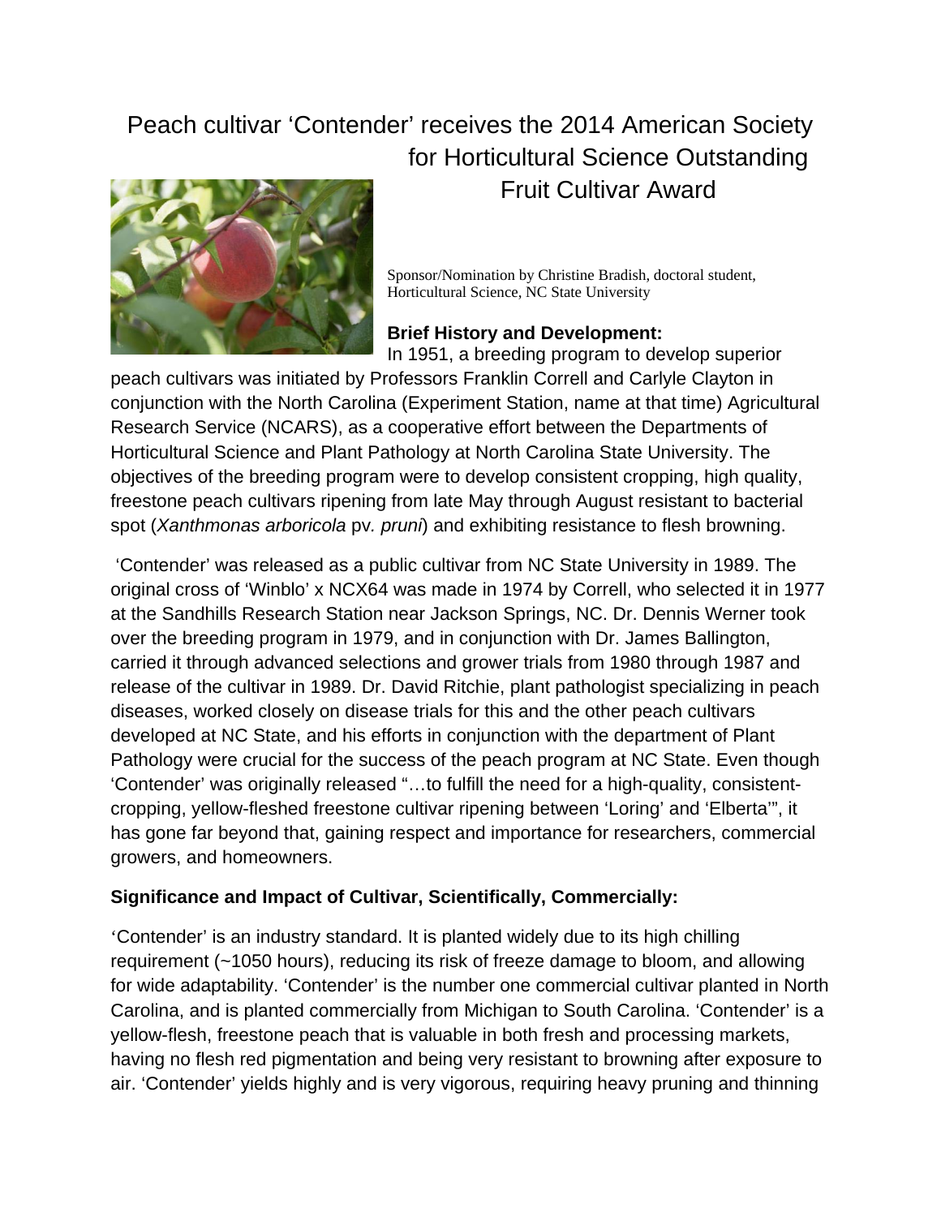# Peach cultivar 'Contender' receives the 2014 American Society for Horticultural Science Outstanding Fruit Cultivar Award

Sponsor/Nomination by Christine Bradish, doctoral student, Horticultural Science, NC State University

### Brief History and Development:

In 1951, a breeding program to develop superior peach cultivars was initiated by Professors Franklin Correll and Carlyle Clayton in conjunction with the North Carolina (Experiment Station, name at that time) Agricultural Research Service (NCARS), as a cooperative effort between the Departments of Horticultural Science and Plant Pathology at North Carolina State University. The objectives of the breeding program were to develop consistent cropping, high quality, freestone peach cultivars ripening from late May through August resistant to bacterial spot (*Xanthmonas arboricola* pv. *pruni*) and exhibiting resistance to flesh browning.

'Contender' was released as a public cultivar from NC State University in 1989. The original cross of 'Winblo' x NCX64 was made in 1974 by Correll, who selected it in 1977 at the Sandhills Research Station near Jackson Springs, NC. Dr. Dennis Werner took over the breeding program in 1979, and in conjunction with Dr. James Ballington, carried it through advanced selections and grower trials from 1980 through 1987 and release of the cultivar in 1989. Dr. David Ritchie, plant pathologist specializing in peach diseases, worked closely on disease trials for this and the other peach cultivars developed at NC State, and his efforts in conjunction with the department of Plant Pathology were crucial for the success of the peach program at NC State. Even though 'Contender' was originally released "…to fulfill the need for a high-quality, consistent-cropping, yellow-fleshed freestone cultivar ripening between 'Loring' and 'Elberta'", it has gone far beyond that, gaining respect and importance for researchers, commercial growers, and homeowners.

### Significance and Impact of Cultivar, Scientifically, Commercially:

'Contender' is an industry standard. It is planted widely due to its high chilling requirement (~1050 hours), reducing its risk of freeze damage to bloom, and allowing for wide adaptability. 'Contender' is the number one commercial cultivar planted in North Carolina, and is planted commercially from Michigan to South Carolina. 'Contender' is a yellow-flesh, freestone peach that is valuable in both fresh and processing markets, having no flesh red pigmentation and being very resistant to browning after exposure to air. 'Contender' yields highly and is very vigorous, requiring heavy pruning and thinning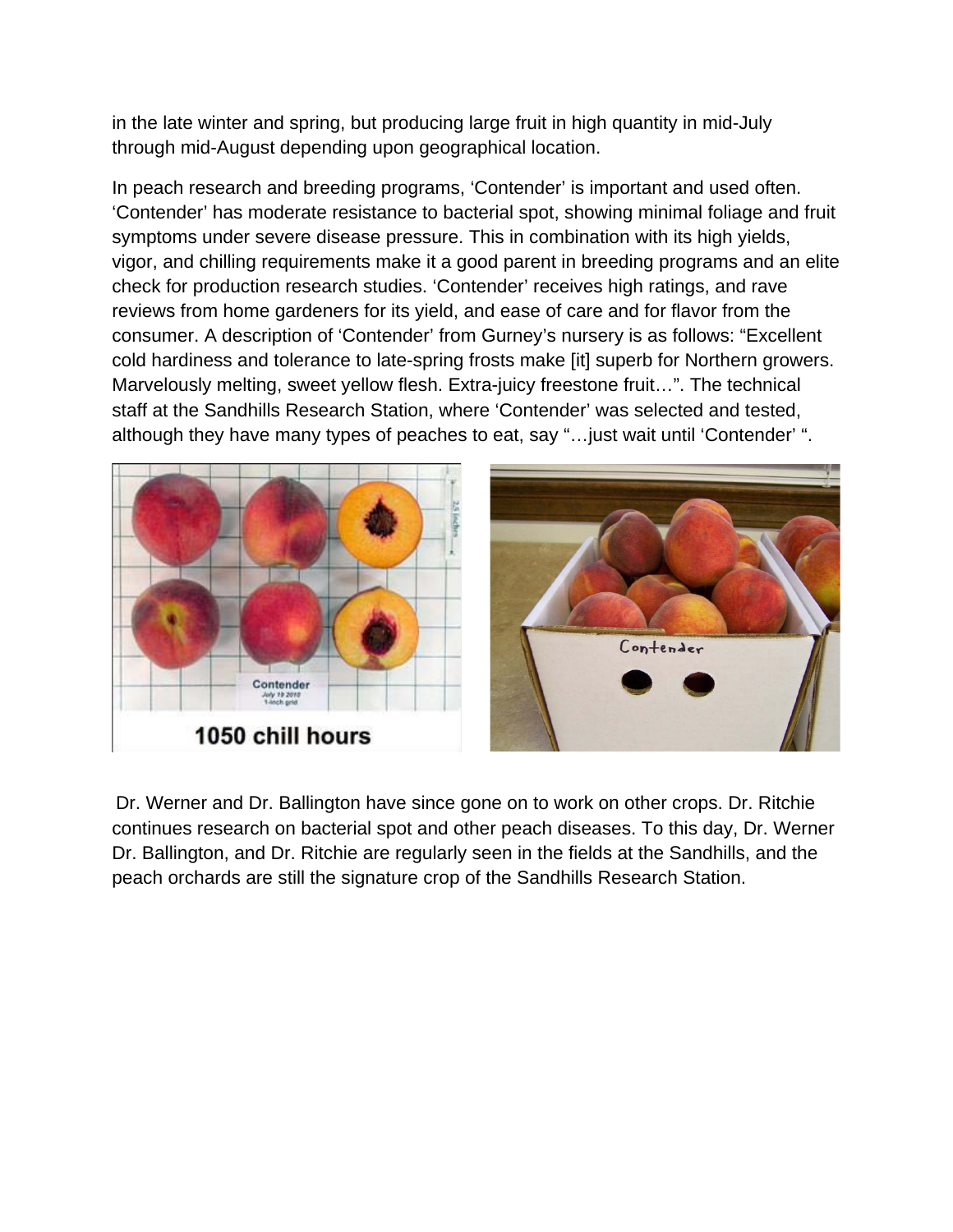in the late winter and spring, but producing large fruit in high quantity in mid-July through mid-August depending upon geographical location.

In peach research and breeding programs, ‘Contender’ is important and used often. ‘Contender’ has moderate resistance to bacterial spot, showing minimal foliage and fruit symptoms under severe disease pressure. This in combination with its high yields, vigor, and chilling requirements make it a good parent in breeding programs and an elite check for production research studies. ‘Contender’ receives high ratings, and rave reviews from home gardeners for its yield, and ease of care and for flavor from the consumer. A description of ‘Contender’ from Gurney’s nursery is as follows: “Excellent cold hardiness and tolerance to late-spring frosts make [it] superb for Northern growers. Marvelously melting, sweet yellow flesh. Extra-juicy freestone fruit…”. The technical staff at the Sandhills Research Station, where ‘Contender’ was selected and tested, although they have many types of peaches to eat, say “…just wait until ‘Contender’ “.

Dr. Werner and Dr. Ballington have since gone on to work on other crops. Dr. Ritchie continues research on bacterial spot and other peach diseases. To this day, Dr. Werner Dr. Ballington, and Dr. Ritchie are regularly seen in the fields at the Sandhills, and the peach orchards are still the signature crop of the Sandhills Research Station.